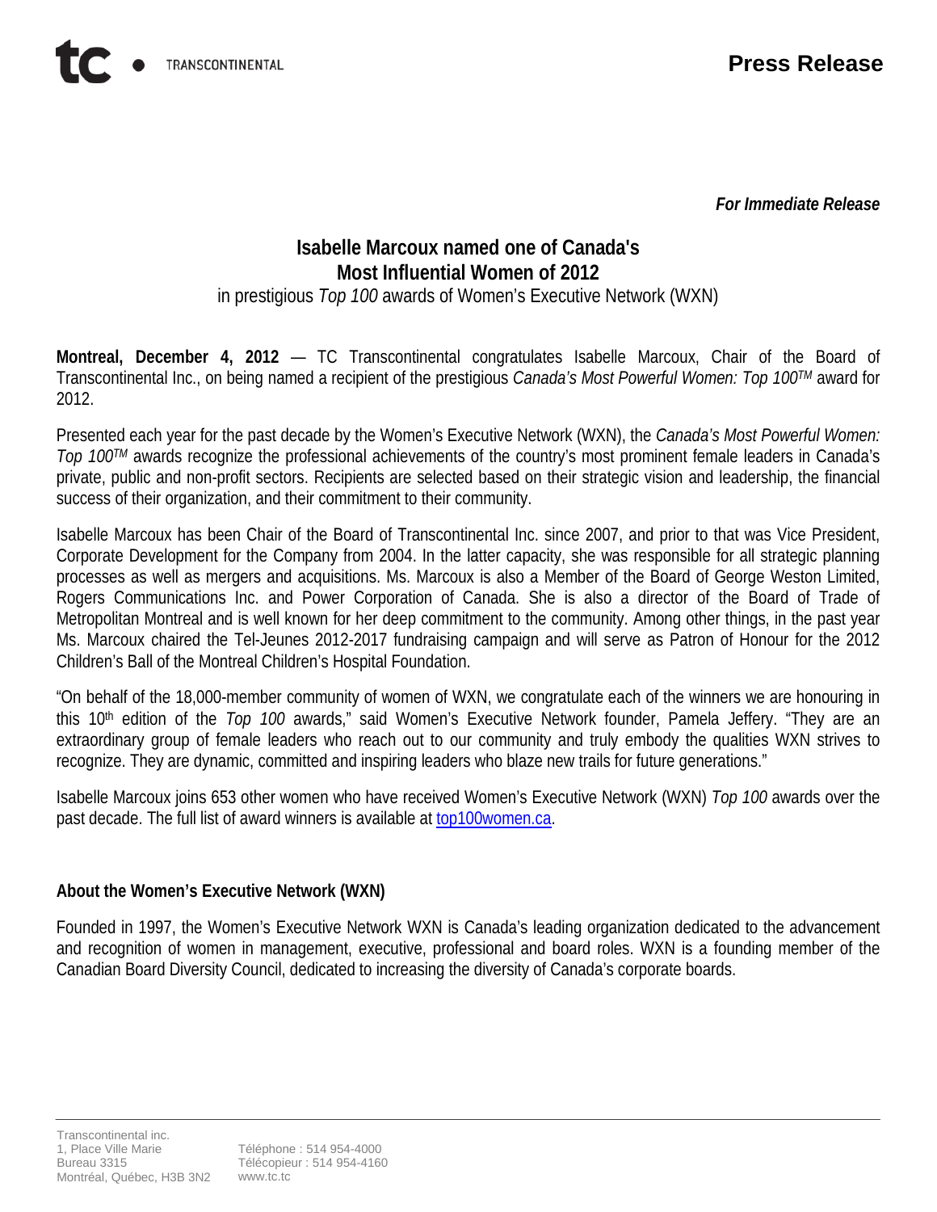TRANSCONTINENTAL

**Press Release**

***For Immediate Release***

## Isabelle Marcoux named one of Canada's Most Influential Women of 2012

in prestigious *Top 100* awards of Women's Executive Network (WXN)

**Montreal, December 4, 2012** — TC Transcontinental congratulates Isabelle Marcoux, Chair of the Board of Transcontinental Inc., on being named a recipient of the prestigious *Canada's Most Powerful Women: Top 100™* award for 2012.

Presented each year for the past decade by the Women's Executive Network (WXN), the *Canada's Most Powerful Women: Top 100™* awards recognize the professional achievements of the country's most prominent female leaders in Canada's private, public and non-profit sectors. Recipients are selected based on their strategic vision and leadership, the financial success of their organization, and their commitment to their community.

Isabelle Marcoux has been Chair of the Board of Transcontinental Inc. since 2007, and prior to that was Vice President, Corporate Development for the Company from 2004. In the latter capacity, she was responsible for all strategic planning processes as well as mergers and acquisitions. Ms. Marcoux is also a Member of the Board of George Weston Limited, Rogers Communications Inc. and Power Corporation of Canada. She is also a director of the Board of Trade of Metropolitan Montreal and is well known for her deep commitment to the community. Among other things, in the past year Ms. Marcoux chaired the Tel-Jeunes 2012-2017 fundraising campaign and will serve as Patron of Honour for the 2012 Children's Ball of the Montreal Children's Hospital Foundation.

"On behalf of the 18,000-member community of women of WXN, we congratulate each of the winners we are honouring in this 10th edition of the *Top 100* awards," said Women's Executive Network founder, Pamela Jeffery. "They are an extraordinary group of female leaders who reach out to our community and truly embody the qualities WXN strives to recognize. They are dynamic, committed and inspiring leaders who blaze new trails for future generations."

Isabelle Marcoux joins 653 other women who have received Women's Executive Network (WXN) *Top 100* awards over the past decade. The full list of award winners is available at top100women.ca.

### About the Women's Executive Network (WXN)

Founded in 1997, the Women's Executive Network WXN is Canada's leading organization dedicated to the advancement and recognition of women in management, executive, professional and board roles. WXN is a founding member of the Canadian Board Diversity Council, dedicated to increasing the diversity of Canada's corporate boards.

Transcontinental inc.
1, Place Ville Marie
Bureau 3315
Montréal, Québec, H3B 3N2

Téléphone : 514 954-4000
Télécopieur : 514 954-4160
www.tc.tc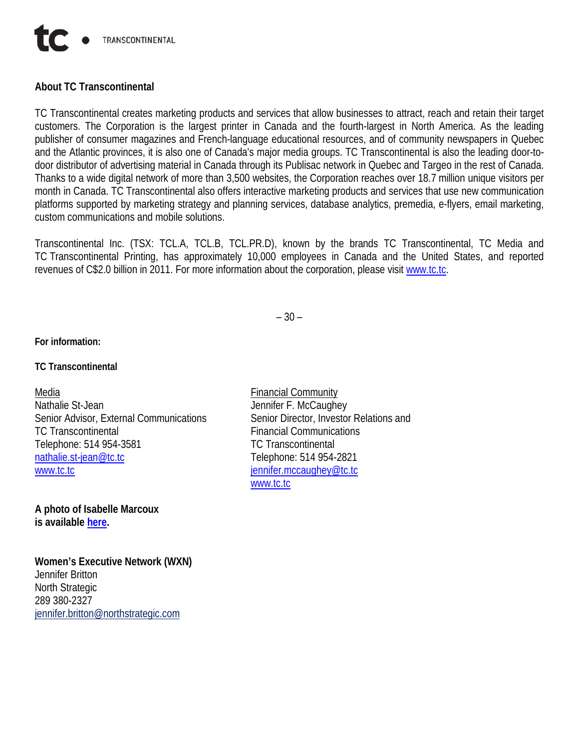## About TC Transcontinental

TC Transcontinental creates marketing products and services that allow businesses to attract, reach and retain their target customers. The Corporation is the largest printer in Canada and the fourth-largest in North America. As the leading publisher of consumer magazines and French-language educational resources, and of community newspapers in Quebec and the Atlantic provinces, it is also one of Canada's major media groups. TC Transcontinental is also the leading door-to-door distributor of advertising material in Canada through its Publisac network in Quebec and Targeo in the rest of Canada. Thanks to a wide digital network of more than 3,500 websites, the Corporation reaches over 18.7 million unique visitors per month in Canada. TC Transcontinental also offers interactive marketing products and services that use new communication platforms supported by marketing strategy and planning services, database analytics, premedia, e-flyers, email marketing, custom communications and mobile solutions.

Transcontinental Inc. (TSX: TCL.A, TCL.B, TCL.PR.D), known by the brands TC Transcontinental, TC Media and TC Transcontinental Printing, has approximately 10,000 employees in Canada and the United States, and reported revenues of C$2.0 billion in 2011. For more information about the corporation, please visit www.tc.tc.

– 30 –

**For information:**

**TC Transcontinental**

Media
Nathalie St-Jean
Senior Advisor, External Communications
TC Transcontinental
Telephone: 514 954-3581
nathalie.st-jean@tc.tc
www.tc.tc

Financial Community
Jennifer F. McCaughey
Senior Director, Investor Relations and Financial Communications
TC Transcontinental
Telephone: 514 954-2821
jennifer.mccaughey@tc.tc
www.tc.tc

**A photo of Isabelle Marcoux is available here.**

**Women's Executive Network (WXN)**
Jennifer Britton
North Strategic
289 380-2327
jennifer.britton@northstrategic.com